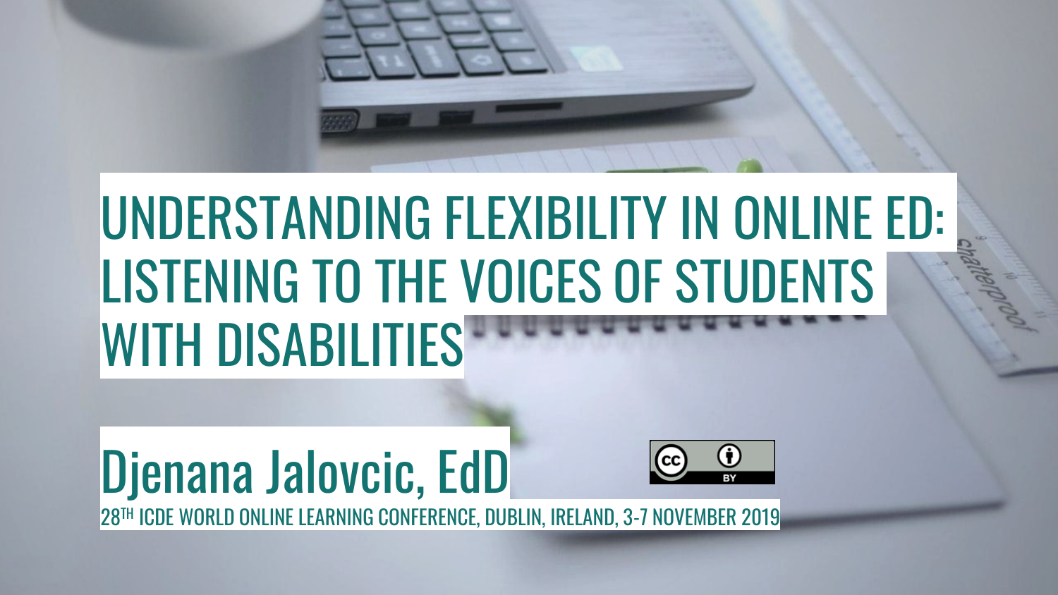# UNDERSTANDING FLEXIBILITY IN ONLINE ED: LISTENING TO THE VOICES OF STUDENTS WITH DISABILITIES

## Djenana Jalovcic, EdD

28TH ICDE WORLD ONLINE LEARNING CONFERENCE, DUBLIN, IRELAND, 3-7 NOVEMBER 2019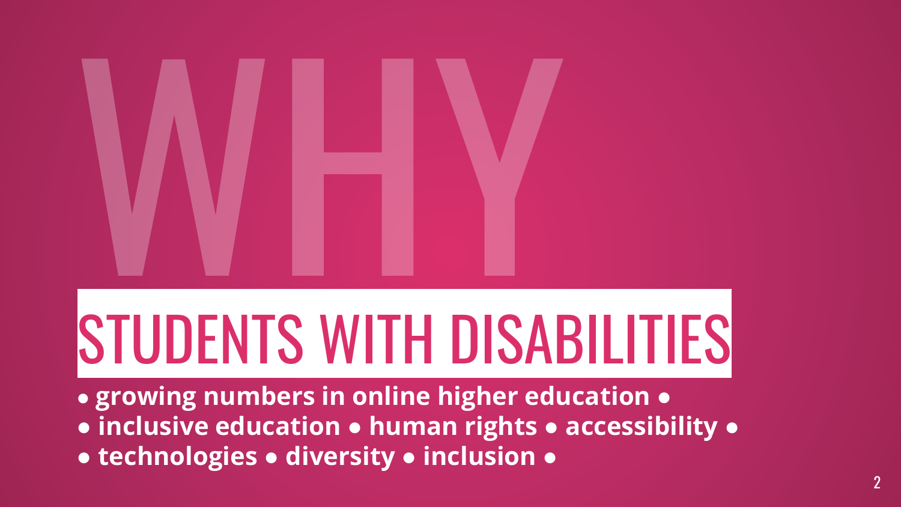# WHY

## STUDENTS WITH DISABILITIES

**● growing numbers in online higher education ●**
**● inclusive education ● human rights ● accessibility ●**
**● technologies ● diversity ● inclusion ●**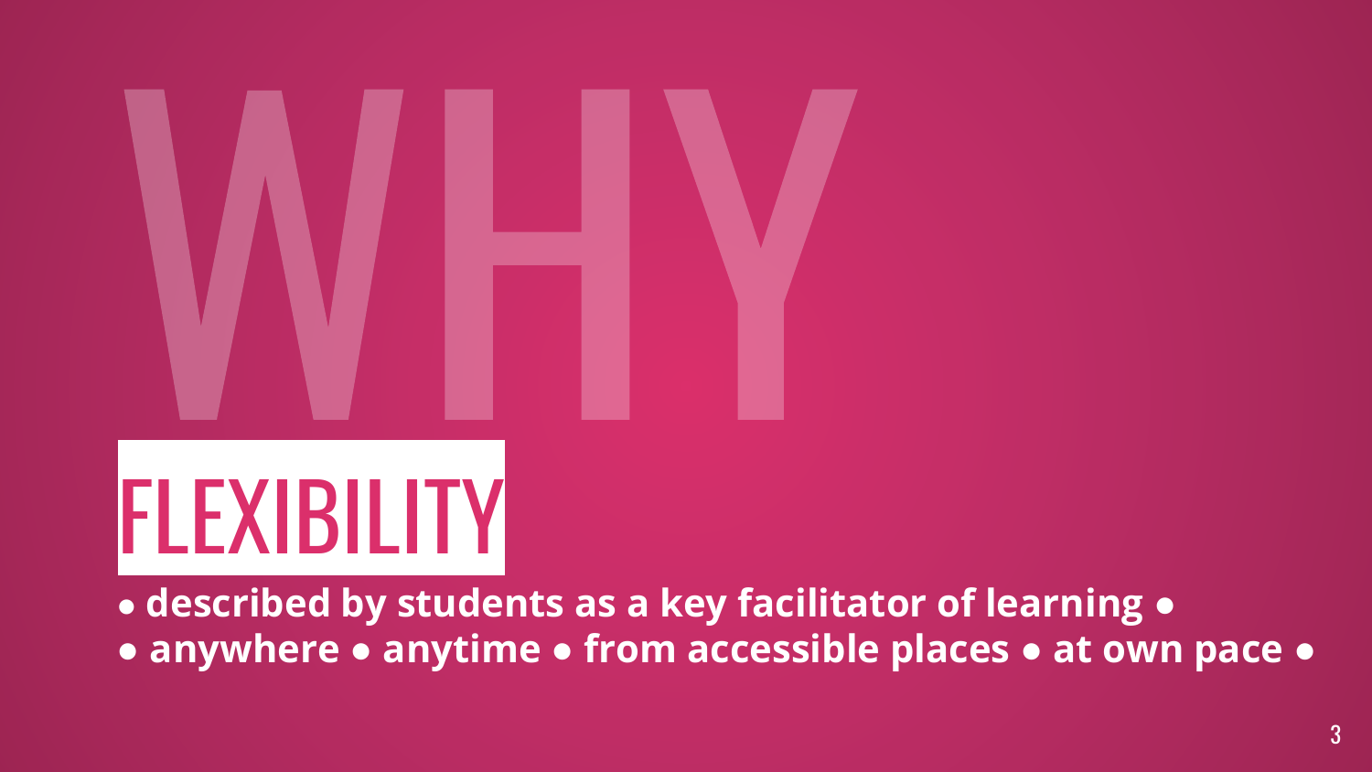# WHY

## FLEXIBILITY

● **described by students as a key facilitator of learning** ●

● **anywhere** ● **anytime** ● **from accessible places** ● **at own pace** ●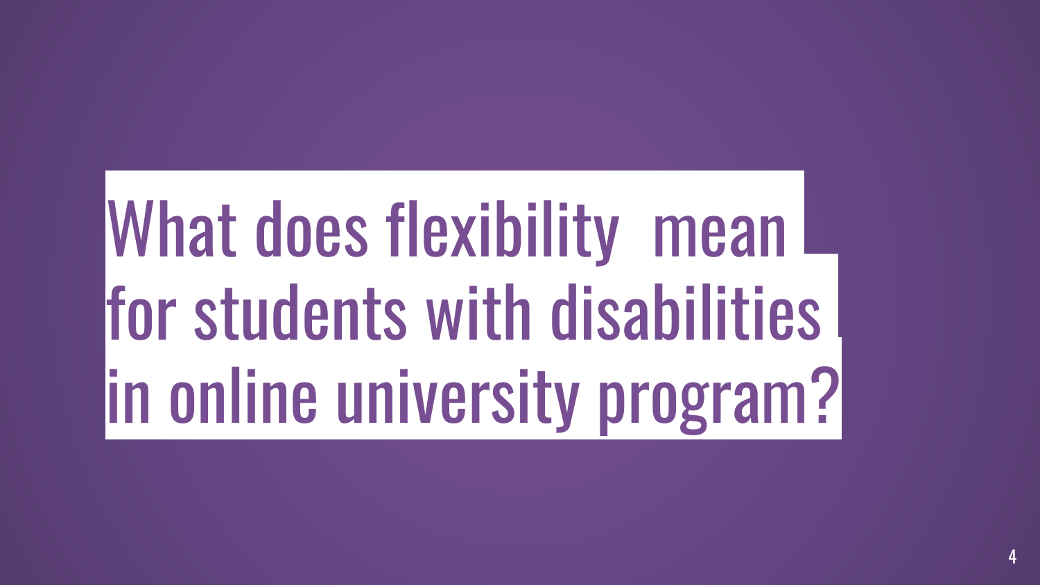# What does flexibility mean for students with disabilities in online university program?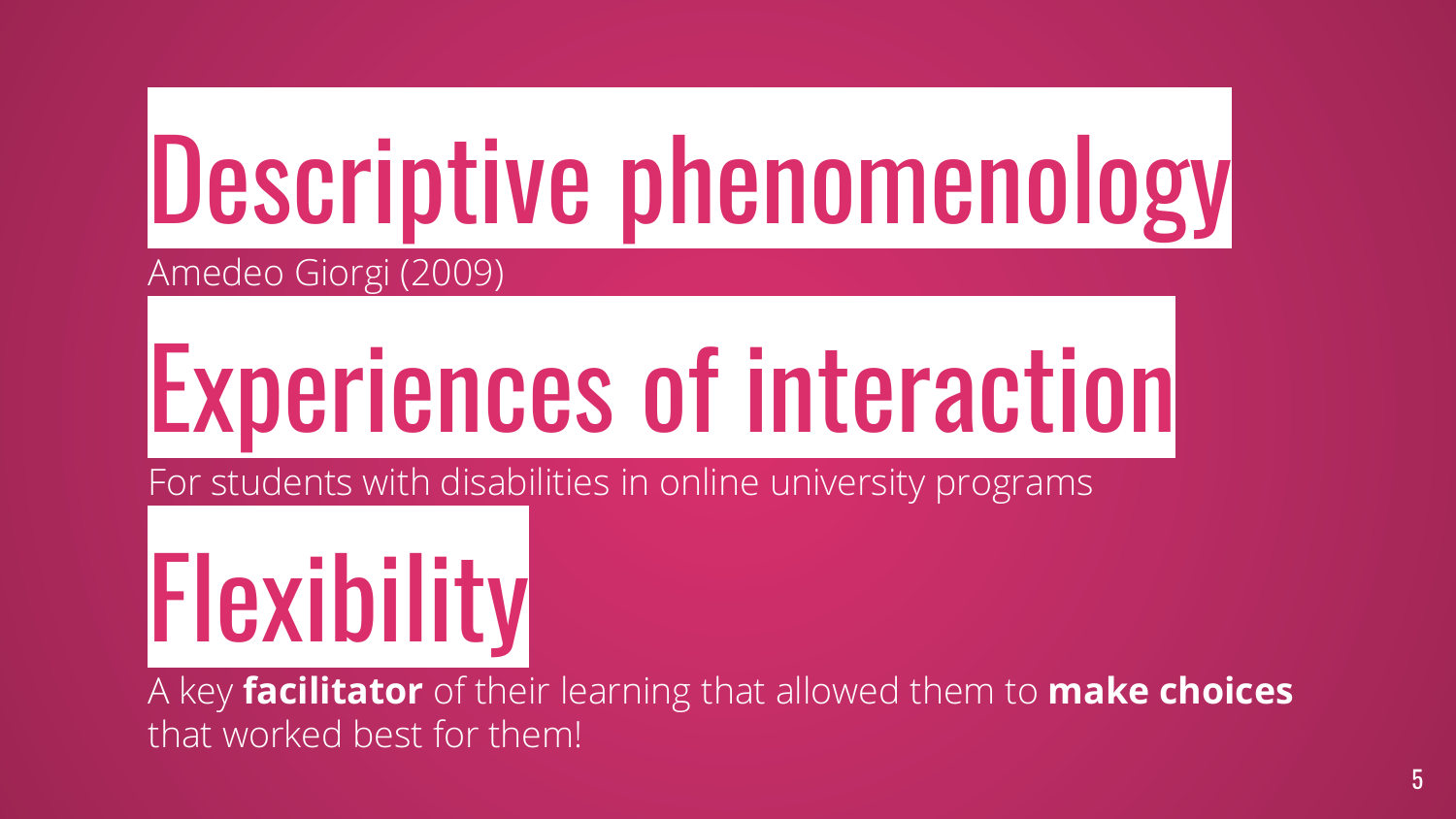# Descriptive phenomenology

Amedeo Giorgi (2009)

# Experiences of interaction

For students with disabilities in online university programs

# Flexibility

A key **facilitator** of their learning that allowed them to **make choices** that worked best for them!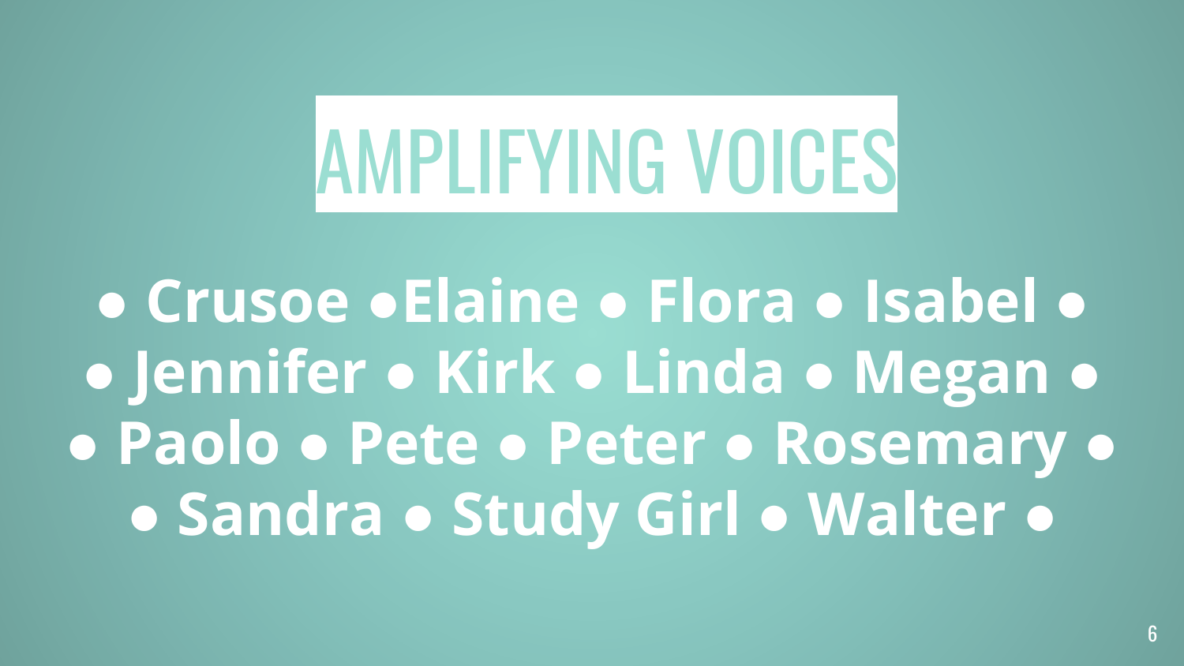# AMPLIFYING VOICES

**● Crusoe ●Elaine ● Flora ● Isabel ●**
**● Jennifer ● Kirk ● Linda ● Megan ●**
**● Paolo ● Pete ● Peter ● Rosemary ●**
**● Sandra ● Study Girl ● Walter ●**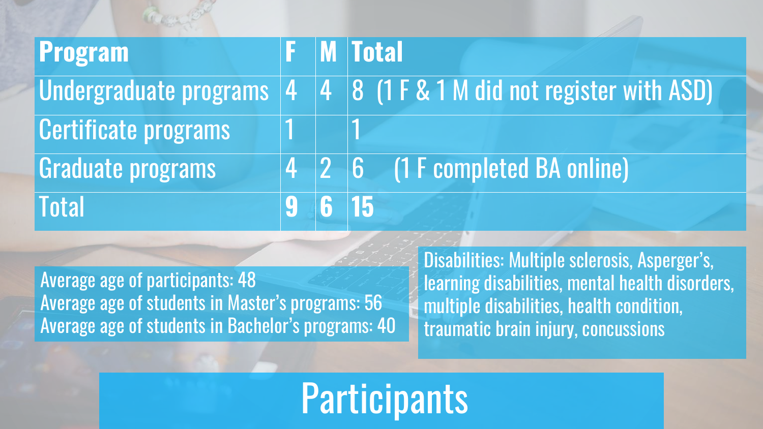# Participants

| Program | F | M | Total |
| --- | --- | --- | --- |
| Undergraduate programs | 4 | 4 | 8 (1 F & 1 M did not register with ASD) |
| Certificate programs | 1 | | 1 |
| Graduate programs | 4 | 2 | 6 (1 F completed BA online) |
| Total | **9** | **6** | **15** |

Average age of participants: 48
Average age of students in Master's programs: 56
Average age of students in Bachelor's programs: 40

Disabilities: Multiple sclerosis, Asperger's, learning disabilities, mental health disorders, multiple disabilities, health condition, traumatic brain injury, concussions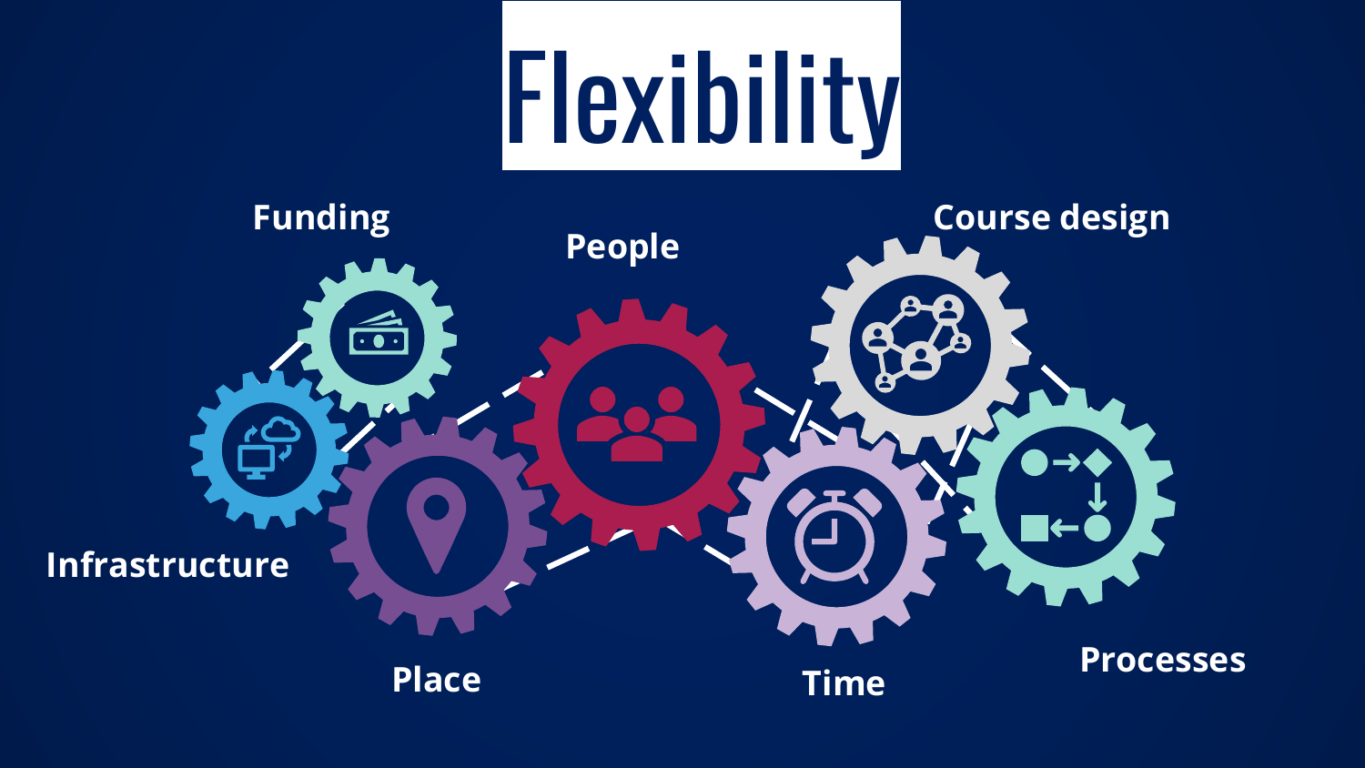# Flexibility

Funding

People

Course design

Infrastructure

Place

Time

Processes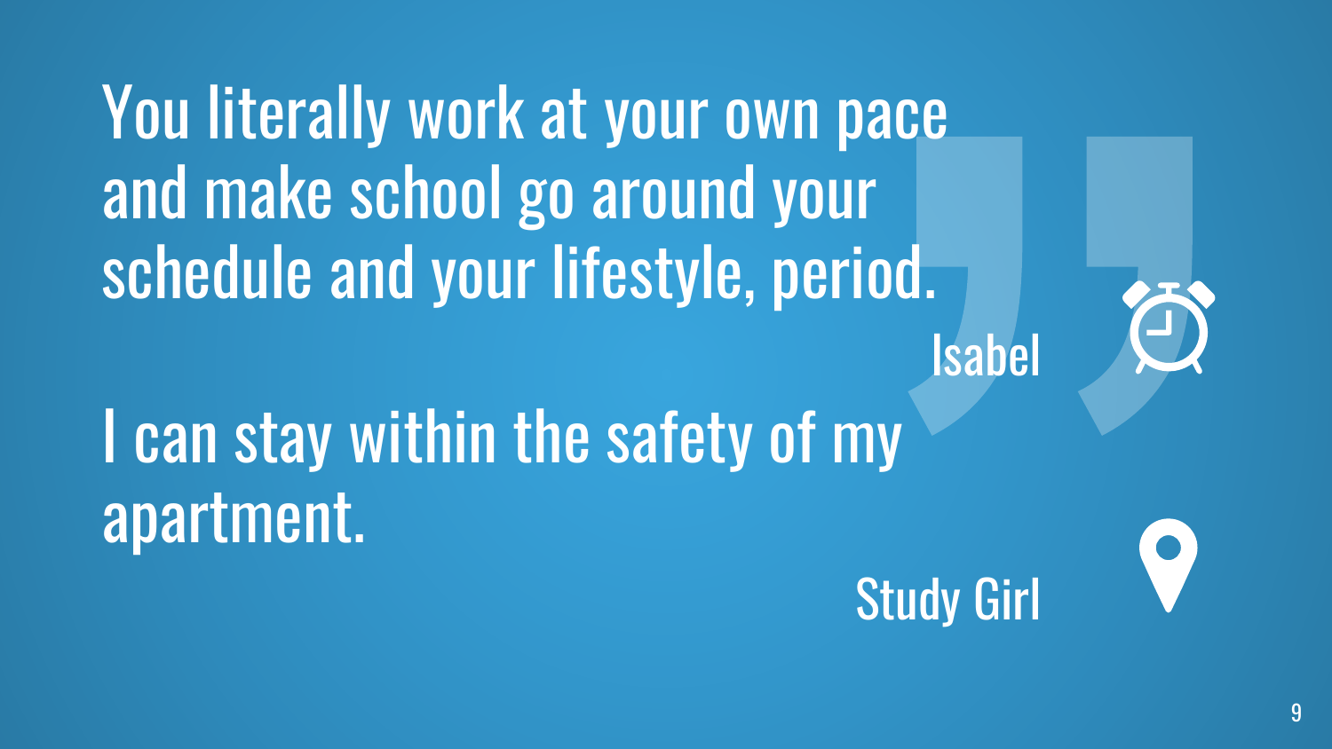You literally work at your own pace and make school go around your schedule and your lifestyle, period.

Isabel

I can stay within the safety of my apartment.

Study Girl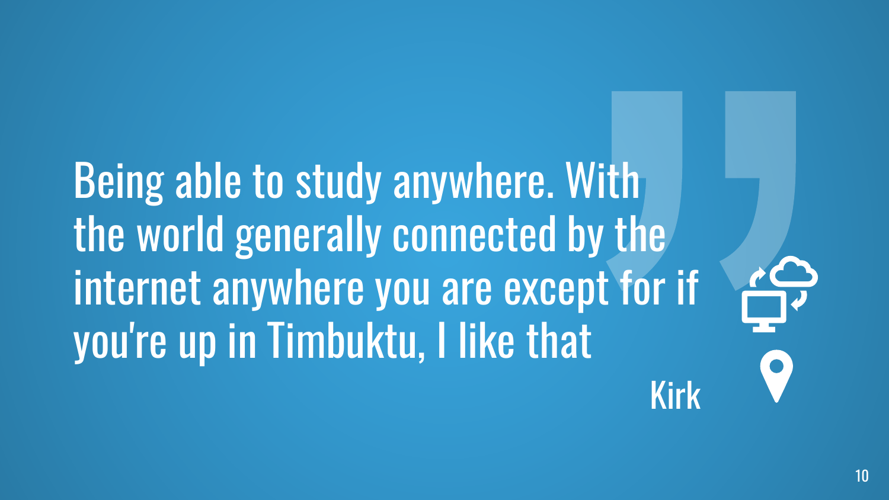> Being able to study anywhere. With the world generally connected by the internet anywhere you are except for if you're up in Timbuktu, I like that
>
> Kirk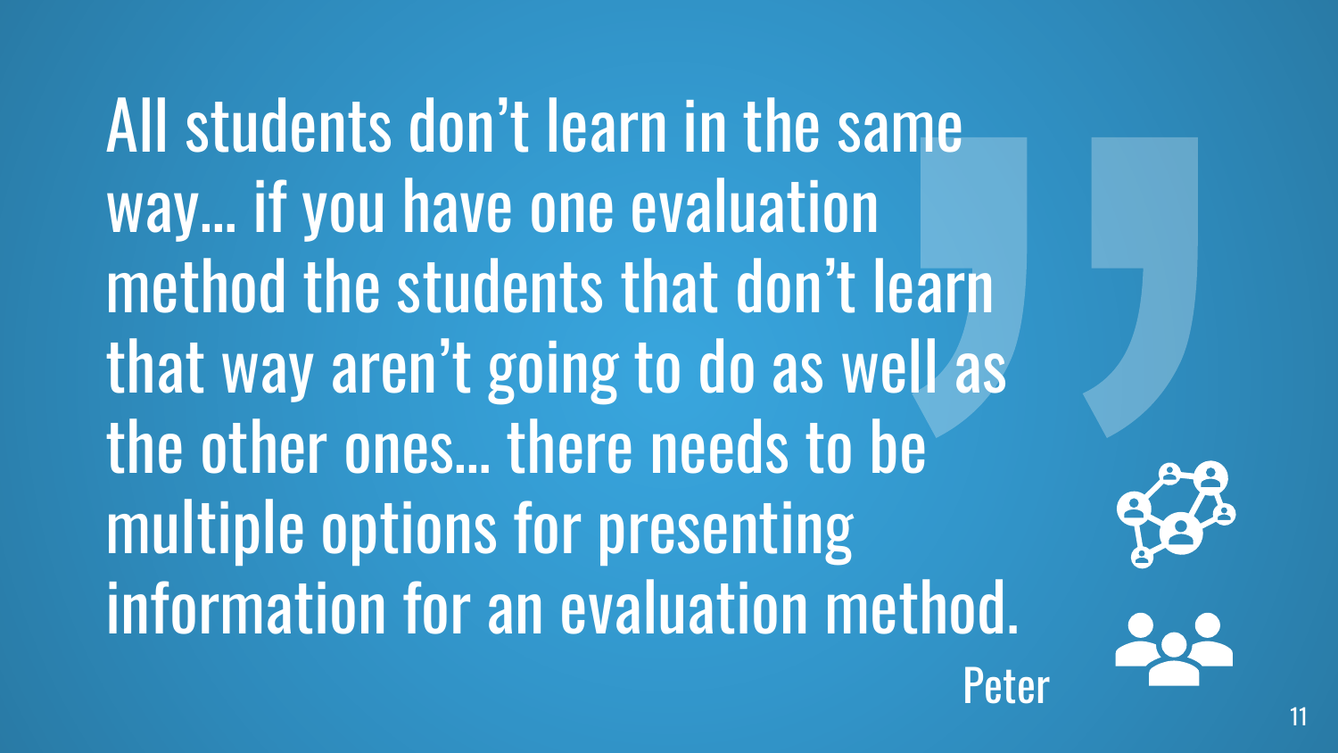All students don't learn in the same way... if you have one evaluation method the students that don't learn that way aren't going to do as well as the other ones... there needs to be multiple options for presenting information for an evaluation method.

Peter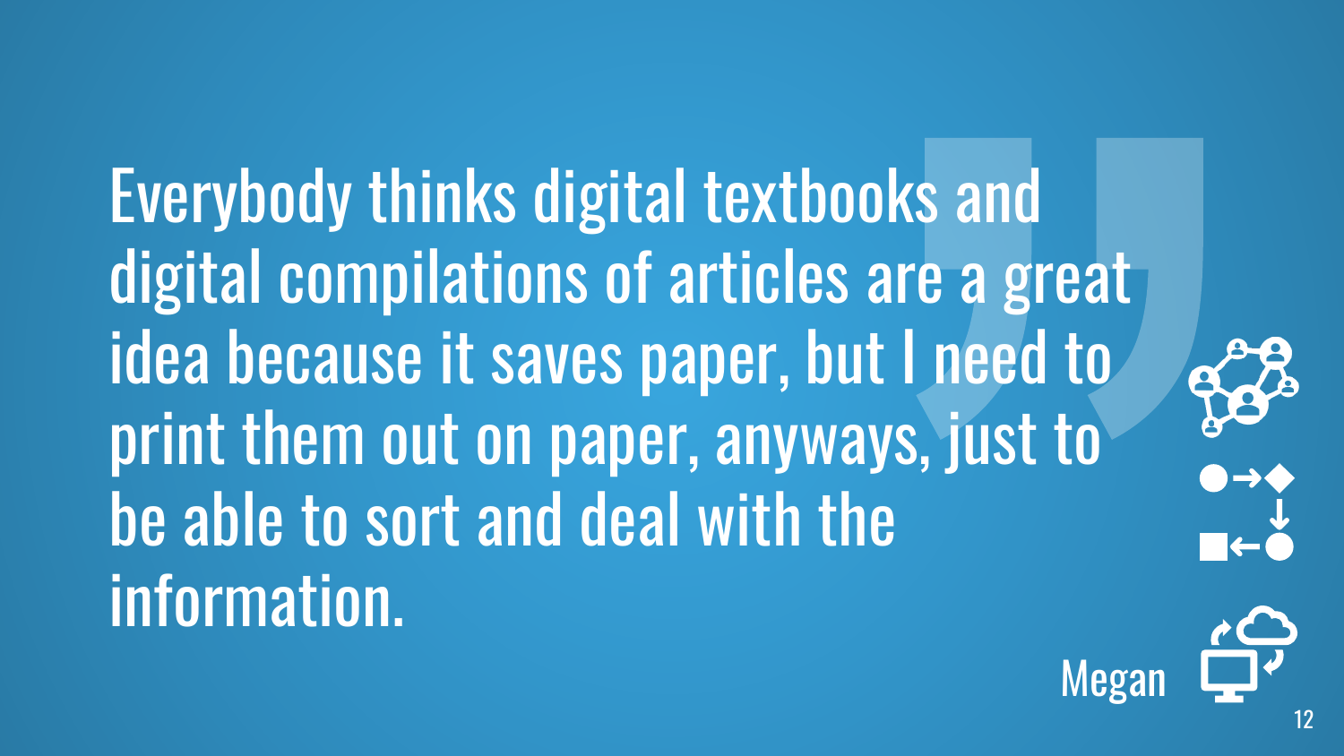Everybody thinks digital textbooks and digital compilations of articles are a great idea because it saves paper, but I need to print them out on paper, anyways, just to be able to sort and deal with the information.

Megan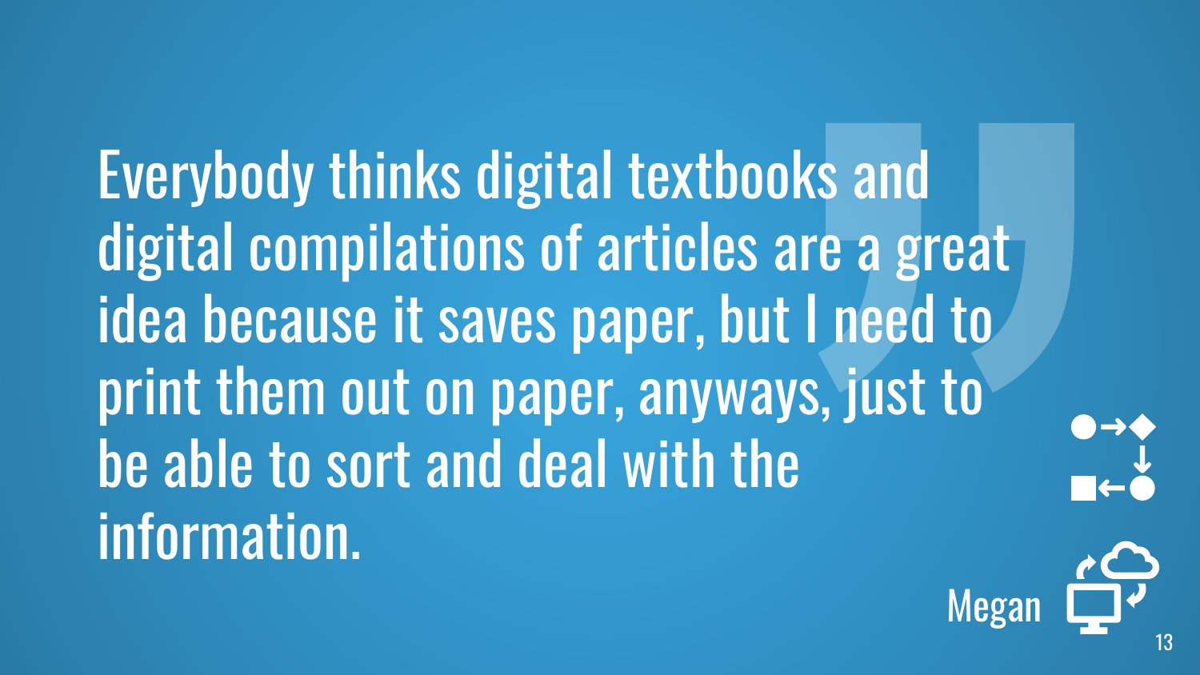> Everybody thinks digital textbooks and digital compilations of articles are a great idea because it saves paper, but I need to print them out on paper, anyways, just to be able to sort and deal with the information.

Megan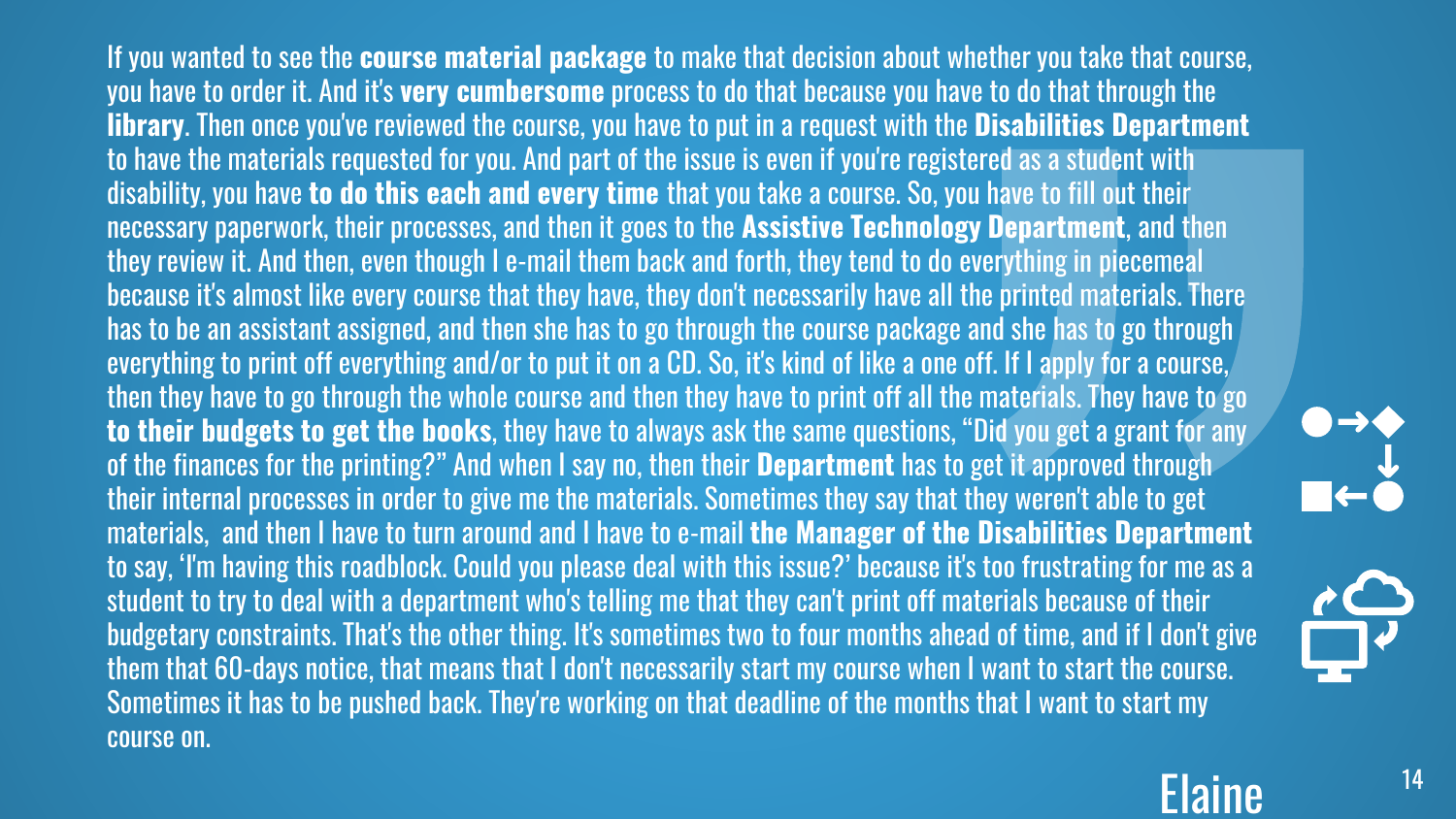If you wanted to see the **course material package** to make that decision about whether you take that course, you have to order it. And it's **very cumbersome** process to do that because you have to do that through the **library**. Then once you've reviewed the course, you have to put in a request with the **Disabilities Department** to have the materials requested for you. And part of the issue is even if you're registered as a student with disability, you have **to do this each and every time** that you take a course. So, you have to fill out their necessary paperwork, their processes, and then it goes to the **Assistive Technology Department**, and then they review it. And then, even though I e-mail them back and forth, they tend to do everything in piecemeal because it's almost like every course that they have, they don't necessarily have all the printed materials. There has to be an assistant assigned, and then she has to go through the course package and she has to go through everything to print off everything and/or to put it on a CD. So, it's kind of like a one off. If I apply for a course, then they have to go through the whole course and then they have to print off all the materials. They have to go **to their budgets to get the books**, they have to always ask the same questions, "Did you get a grant for any of the finances for the printing?" And when I say no, then their **Department** has to get it approved through their internal processes in order to give me the materials. Sometimes they say that they weren't able to get materials, and then I have to turn around and I have to e-mail **the Manager of the Disabilities Department** to say, 'I'm having this roadblock. Could you please deal with this issue?' because it's too frustrating for me as a student to try to deal with a department who's telling me that they can't print off materials because of their budgetary constraints. That's the other thing. It's sometimes two to four months ahead of time, and if I don't give them that 60-days notice, that means that I don't necessarily start my course when I want to start the course. Sometimes it has to be pushed back. They're working on that deadline of the months that I want to start my course on.

Elaine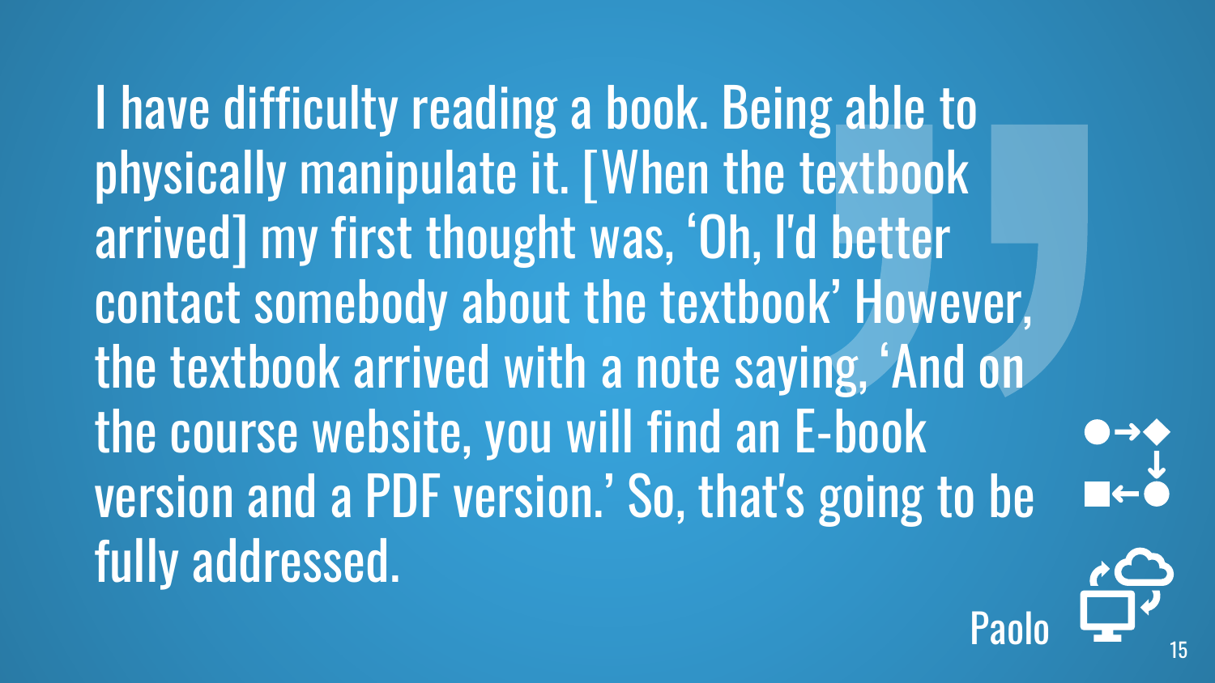I have difficulty reading a book. Being able to physically manipulate it. [When the textbook arrived] my first thought was, 'Oh, I'd better contact somebody about the textbook' However, the textbook arrived with a note saying, 'And on the course website, you will find an E-book version and a PDF version.' So, that's going to be fully addressed.

Paolo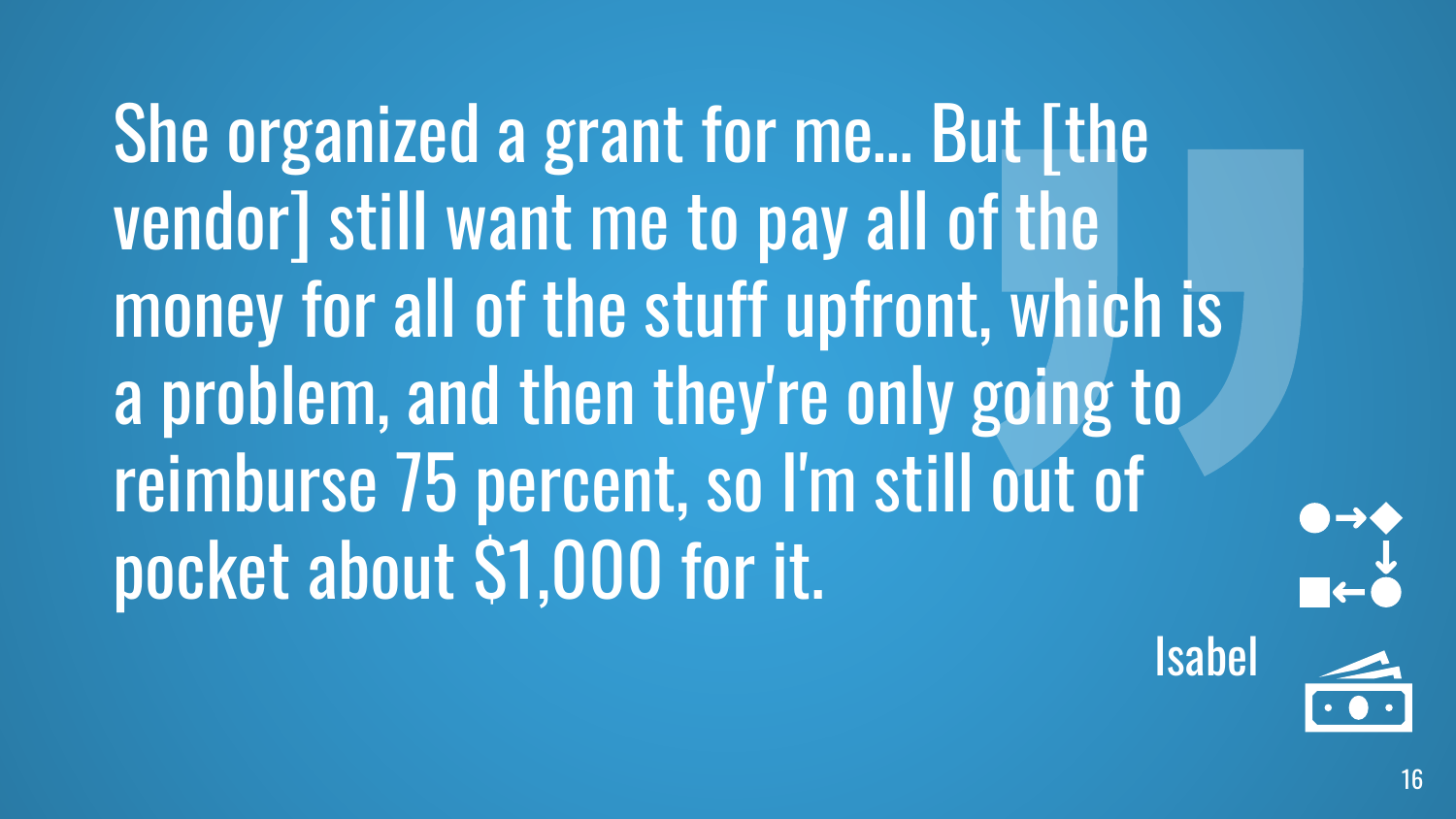She organized a grant for me... But [the vendor] still want me to pay all of the money for all of the stuff upfront, which is a problem, and then they're only going to reimburse 75 percent, so I'm still out of pocket about $1,000 for it.

Isabel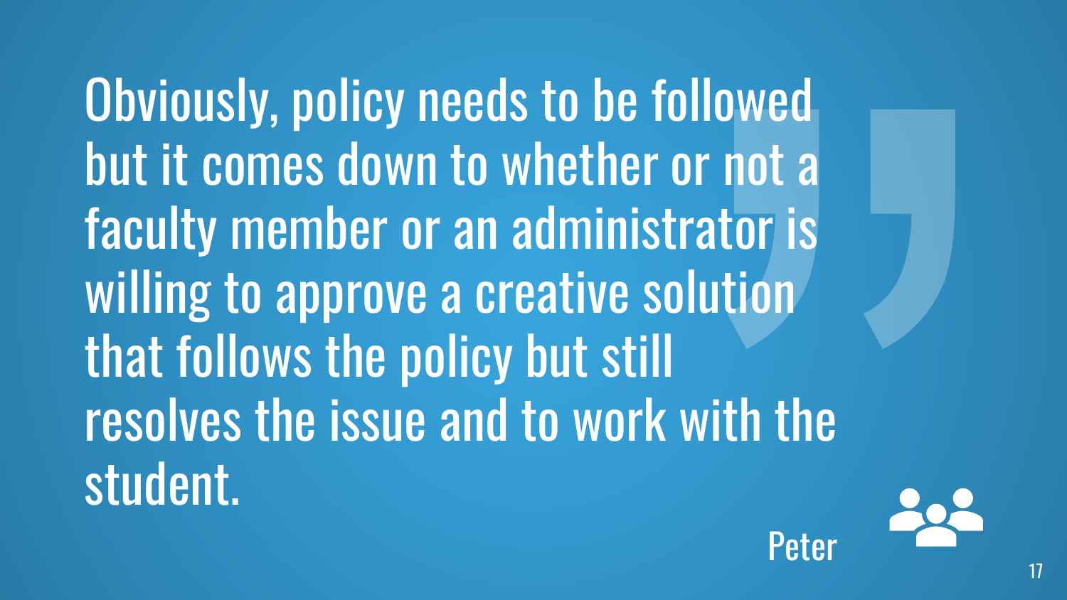> Obviously, policy needs to be followed but it comes down to whether or not a faculty member or an administrator is willing to approve a creative solution that follows the policy but still resolves the issue and to work with the student.

Peter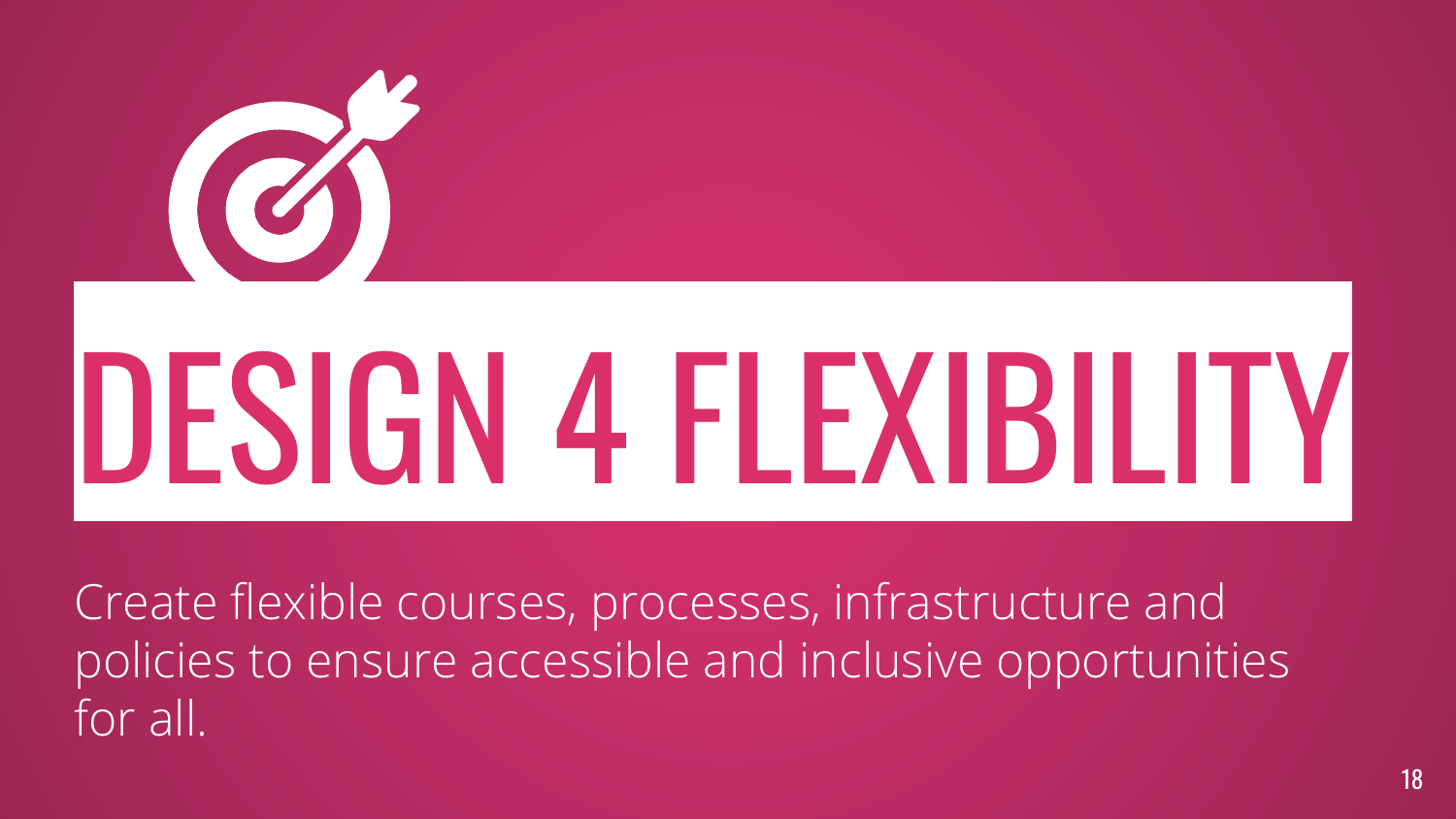# DESIGN 4 FLEXIBILITY

Create flexible courses, processes, infrastructure and policies to ensure accessible and inclusive opportunities for all.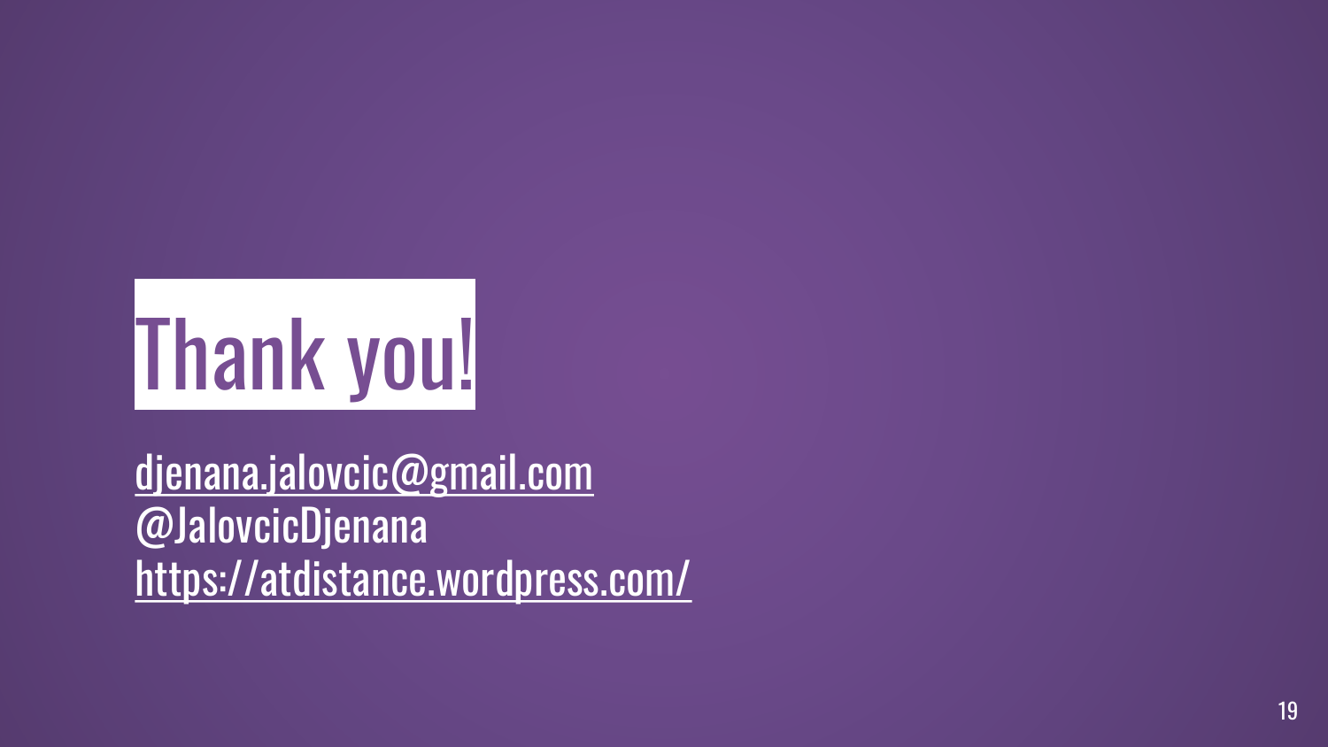# Thank you!

djenana.jalovcic@gmail.com
@JalovcicDjenana
https://atdistance.wordpress.com/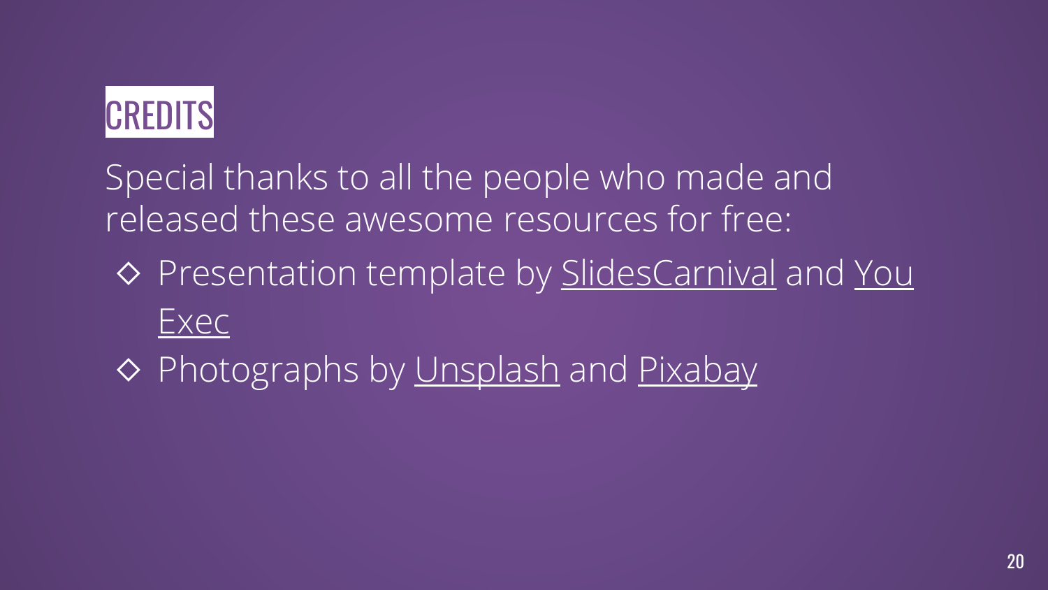# CREDITS

Special thanks to all the people who made and released these awesome resources for free:

- Presentation template by SlidesCarnival and You Exec
- Photographs by Unsplash and Pixabay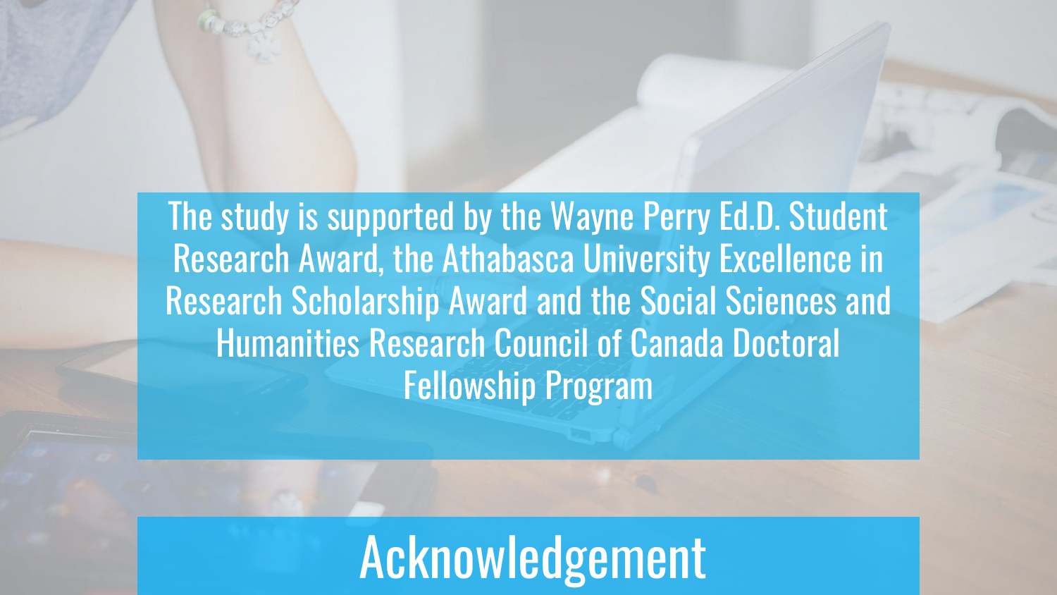# Acknowledgement

The study is supported by the Wayne Perry Ed.D. Student Research Award, the Athabasca University Excellence in Research Scholarship Award and the Social Sciences and Humanities Research Council of Canada Doctoral Fellowship Program